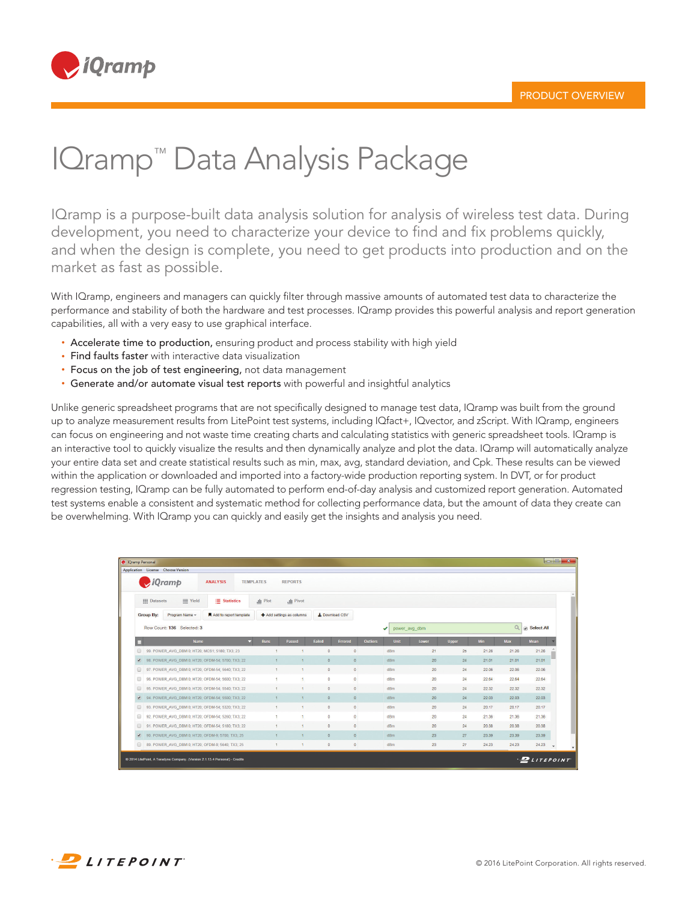PRODUCT OVERVIEW

# IQramp™ Data Analysis Package

IQramp is a purpose-built data analysis solution for analysis of wireless test data. During development, you need to characterize your device to find and fix problems quickly, and when the design is complete, you need to get products into production and on the market as fast as possible.

With IQramp, engineers and managers can quickly filter through massive amounts of automated test data to characterize the performance and stability of both the hardware and test processes. IQramp provides this powerful analysis and report generation capabilities, all with a very easy to use graphical interface.

- **Accelerate time to production,** ensuring product and process stability with high yield
- **Find faults faster** with interactive data visualization
- **Focus on the job of test engineering,** not data management
- **Generate and/or automate visual test reports** with powerful and insightful analytics

Unlike generic spreadsheet programs that are not specifically designed to manage test data, IQramp was built from the ground up to analyze measurement results from LitePoint test systems, including IQfact+, IQvector, and zScript. With IQramp, engineers can focus on engineering and not waste time creating charts and calculating statistics with generic spreadsheet tools. IQramp is an interactive tool to quickly visualize the results and then dynamically analyze and plot the data. IQramp will automatically analyze your entire data set and create statistical results such as min, max, avg, standard deviation, and Cpk. These results can be viewed within the application or downloaded and imported into a factory-wide production reporting system. In DVT, or for product regression testing, IQramp can be fully automated to perform end-of-day analysis and customized report generation. Automated test systems enable a consistent and systematic method for collecting performance data, but the amount of data they create can be overwhelming. With IQramp you can quickly and easily get the insights and analysis you need.

© 2016 LitePoint Corporation. All rights reserved.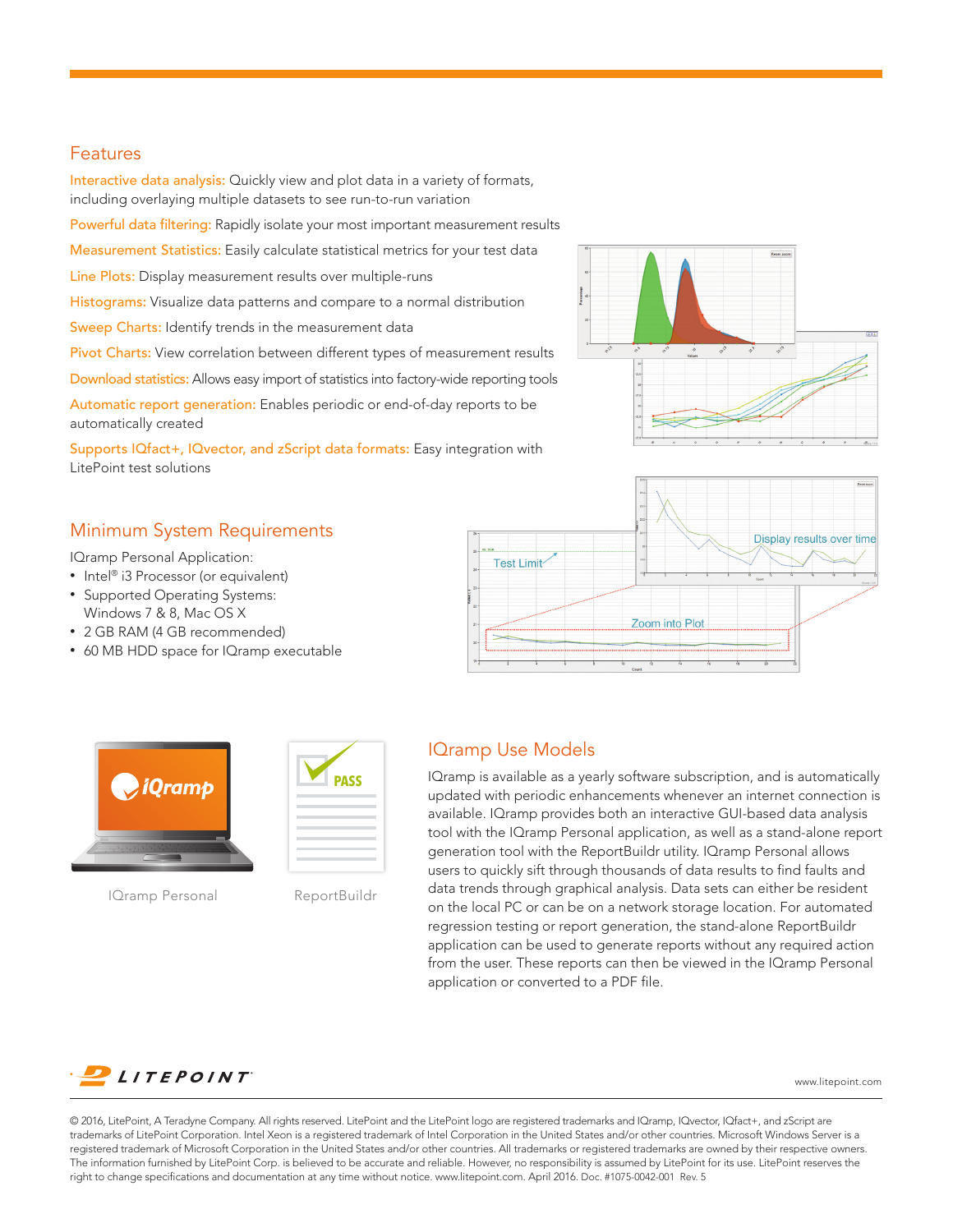## Features

Interactive data analysis: Quickly view and plot data in a variety of formats, including overlaying multiple datasets to see run-to-run variation

Powerful data filtering: Rapidly isolate your most important measurement results

Measurement Statistics: Easily calculate statistical metrics for your test data

Line Plots: Display measurement results over multiple-runs

Histograms: Visualize data patterns and compare to a normal distribution

Sweep Charts: Identify trends in the measurement data

Pivot Charts: View correlation between different types of measurement results

Download statistics: Allows easy import of statistics into factory-wide reporting tools

Automatic report generation: Enables periodic or end-of-day reports to be automatically created

Supports IQfact+, IQvector, and zScript data formats: Easy integration with LitePoint test solutions

Test Limit

Display results over time

Zoom into Plot

## Minimum System Requirements

IQramp Personal Application:

- Intel® i3 Processor (or equivalent)
- Supported Operating Systems: Windows 7 & 8, Mac OS X
- 2 GB RAM (4 GB recommended)
- 60 MB HDD space for IQramp executable

IQramp Personal

ReportBuildr

## IQramp Use Models

IQramp is available as a yearly software subscription, and is automatically updated with periodic enhancements whenever an internet connection is available. IQramp provides both an interactive GUI-based data analysis tool with the IQramp Personal application, as well as a stand-alone report generation tool with the ReportBuildr utility. IQramp Personal allows users to quickly sift through thousands of data results to find faults and data trends through graphical analysis. Data sets can either be resident on the local PC or can be on a network storage location. For automated regression testing or report generation, the stand-alone ReportBuildr application can be used to generate reports without any required action from the user. These reports can then be viewed in the IQramp Personal application or converted to a PDF file.

www.litepoint.com

© 2016, LitePoint, A Teradyne Company. All rights reserved. LitePoint and the LitePoint logo are registered trademarks and IQramp, IQvector, IQfact+, and zScript are trademarks of LitePoint Corporation. Intel Xeon is a registered trademark of Intel Corporation in the United States and/or other countries. Microsoft Windows Server is a registered trademark of Microsoft Corporation in the United States and/or other countries. All trademarks or registered trademarks are owned by their respective owners. The information furnished by LitePoint Corp. is believed to be accurate and reliable. However, no responsibility is assumed by LitePoint for its use. LitePoint reserves the right to change specifications and documentation at any time without notice. www.litepoint.com. April 2016. Doc. #1075-0042-001 Rev. 5